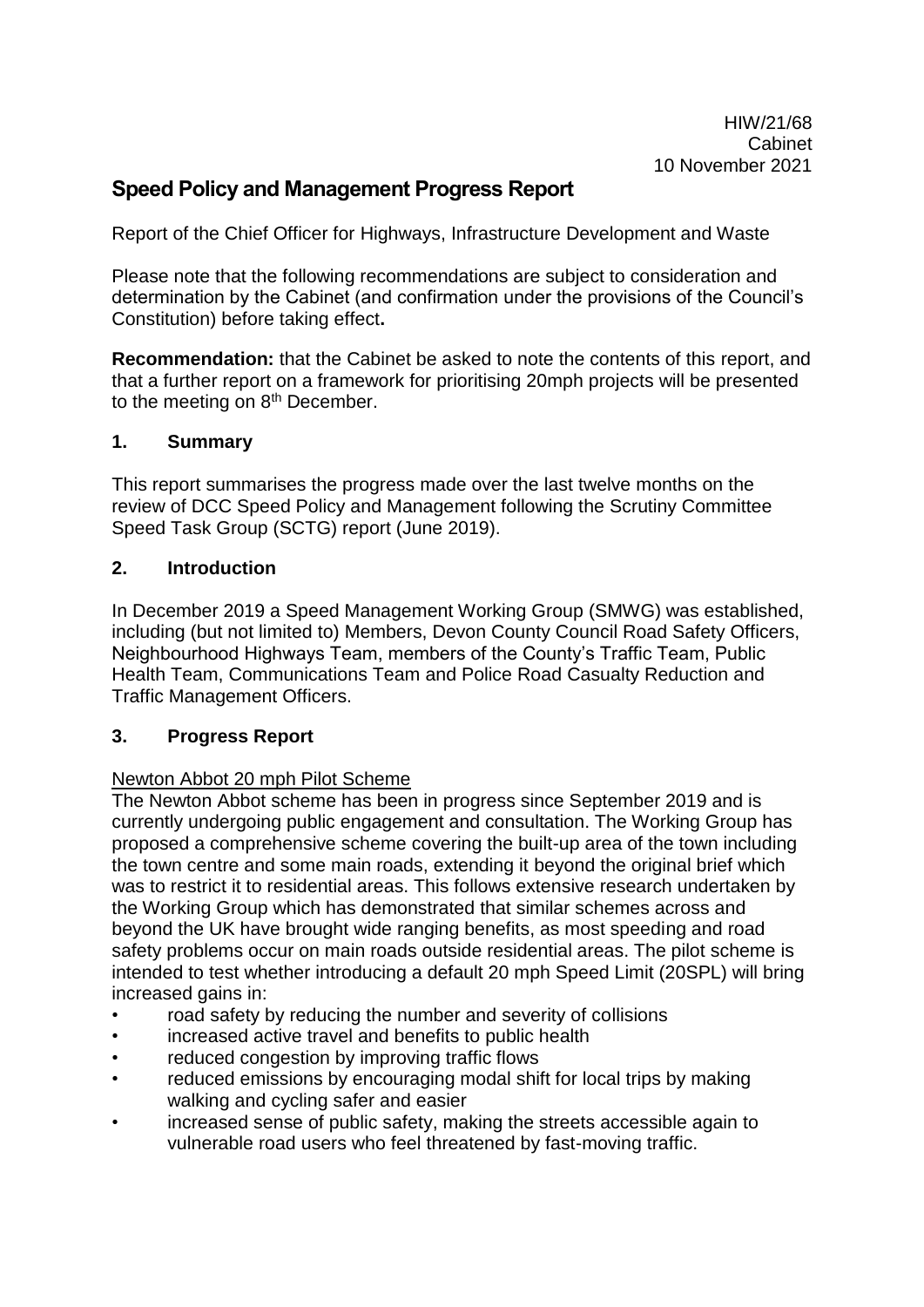HIW/21/68
Cabinet
10 November 2021

# Speed Policy and Management Progress Report

Report of the Chief Officer for Highways, Infrastructure Development and Waste

Please note that the following recommendations are subject to consideration and determination by the Cabinet (and confirmation under the provisions of the Council's Constitution) before taking effect**.**

**Recommendation:** that the Cabinet be asked to note the contents of this report, and that a further report on a framework for prioritising 20mph projects will be presented to the meeting on 8th December.

## 1. Summary

This report summarises the progress made over the last twelve months on the review of DCC Speed Policy and Management following the Scrutiny Committee Speed Task Group (SCTG) report (June 2019).

## 2. Introduction

In December 2019 a Speed Management Working Group (SMWG) was established, including (but not limited to) Members, Devon County Council Road Safety Officers, Neighbourhood Highways Team, members of the County's Traffic Team, Public Health Team, Communications Team and Police Road Casualty Reduction and Traffic Management Officers.

## 3. Progress Report

Newton Abbot 20 mph Pilot Scheme

The Newton Abbot scheme has been in progress since September 2019 and is currently undergoing public engagement and consultation. The Working Group has proposed a comprehensive scheme covering the built-up area of the town including the town centre and some main roads, extending it beyond the original brief which was to restrict it to residential areas. This follows extensive research undertaken by the Working Group which has demonstrated that similar schemes across and beyond the UK have brought wide ranging benefits, as most speeding and road safety problems occur on main roads outside residential areas. The pilot scheme is intended to test whether introducing a default 20 mph Speed Limit (20SPL) will bring increased gains in:

- road safety by reducing the number and severity of collisions
- increased active travel and benefits to public health
- reduced congestion by improving traffic flows
- reduced emissions by encouraging modal shift for local trips by making walking and cycling safer and easier
- increased sense of public safety, making the streets accessible again to vulnerable road users who feel threatened by fast-moving traffic.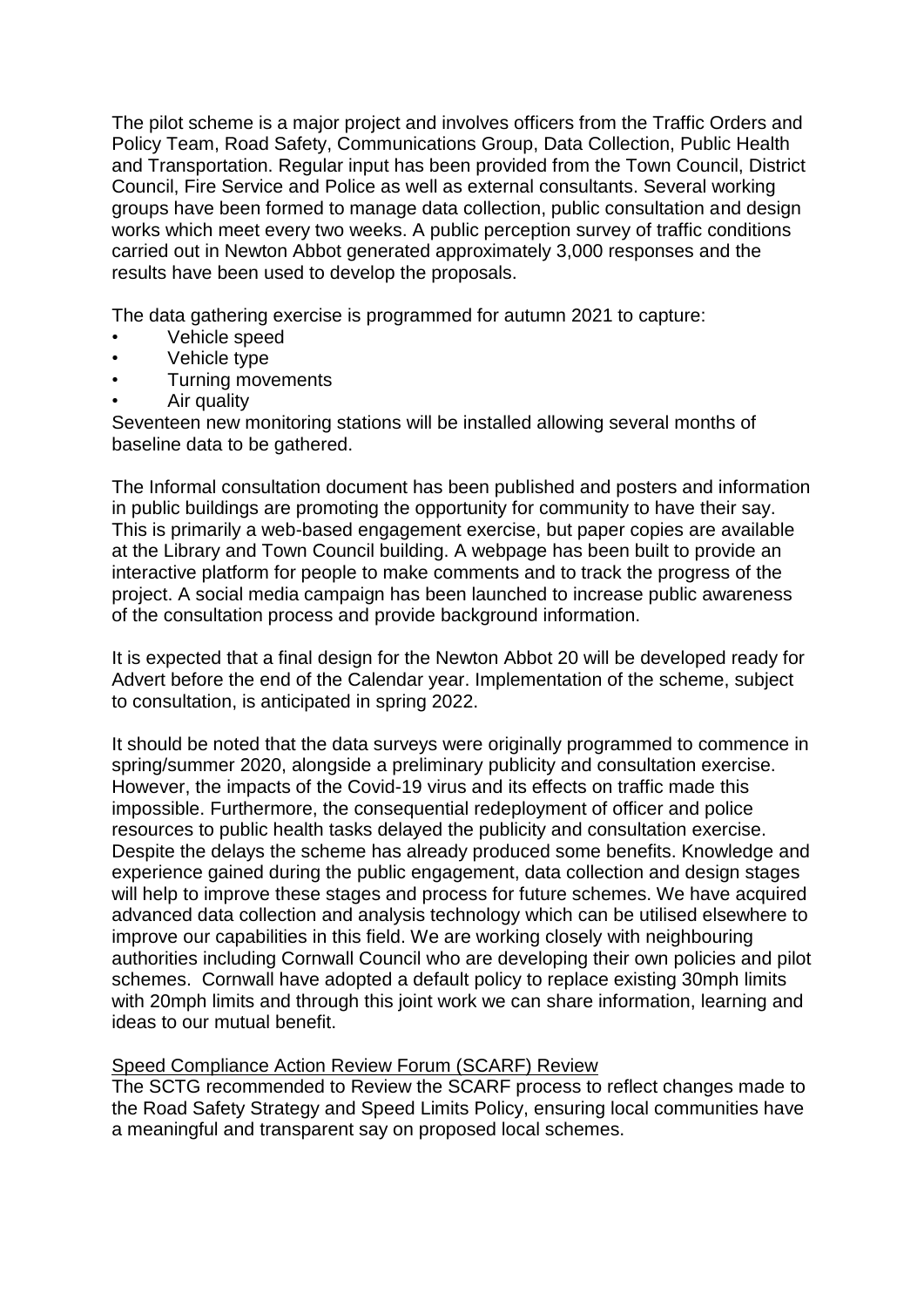The pilot scheme is a major project and involves officers from the Traffic Orders and Policy Team, Road Safety, Communications Group, Data Collection, Public Health and Transportation. Regular input has been provided from the Town Council, District Council, Fire Service and Police as well as external consultants. Several working groups have been formed to manage data collection, public consultation and design works which meet every two weeks. A public perception survey of traffic conditions carried out in Newton Abbot generated approximately 3,000 responses and the results have been used to develop the proposals.

The data gathering exercise is programmed for autumn 2021 to capture:

- Vehicle speed
- Vehicle type
- Turning movements
- Air quality

Seventeen new monitoring stations will be installed allowing several months of baseline data to be gathered.

The Informal consultation document has been published and posters and information in public buildings are promoting the opportunity for community to have their say. This is primarily a web-based engagement exercise, but paper copies are available at the Library and Town Council building. A webpage has been built to provide an interactive platform for people to make comments and to track the progress of the project. A social media campaign has been launched to increase public awareness of the consultation process and provide background information.

It is expected that a final design for the Newton Abbot 20 will be developed ready for Advert before the end of the Calendar year. Implementation of the scheme, subject to consultation, is anticipated in spring 2022.

It should be noted that the data surveys were originally programmed to commence in spring/summer 2020, alongside a preliminary publicity and consultation exercise. However, the impacts of the Covid-19 virus and its effects on traffic made this impossible. Furthermore, the consequential redeployment of officer and police resources to public health tasks delayed the publicity and consultation exercise. Despite the delays the scheme has already produced some benefits. Knowledge and experience gained during the public engagement, data collection and design stages will help to improve these stages and process for future schemes. We have acquired advanced data collection and analysis technology which can be utilised elsewhere to improve our capabilities in this field. We are working closely with neighbouring authorities including Cornwall Council who are developing their own policies and pilot schemes. Cornwall have adopted a default policy to replace existing 30mph limits with 20mph limits and through this joint work we can share information, learning and ideas to our mutual benefit.

<u>Speed Compliance Action Review Forum (SCARF) Review</u>

The SCTG recommended to Review the SCARF process to reflect changes made to the Road Safety Strategy and Speed Limits Policy, ensuring local communities have a meaningful and transparent say on proposed local schemes.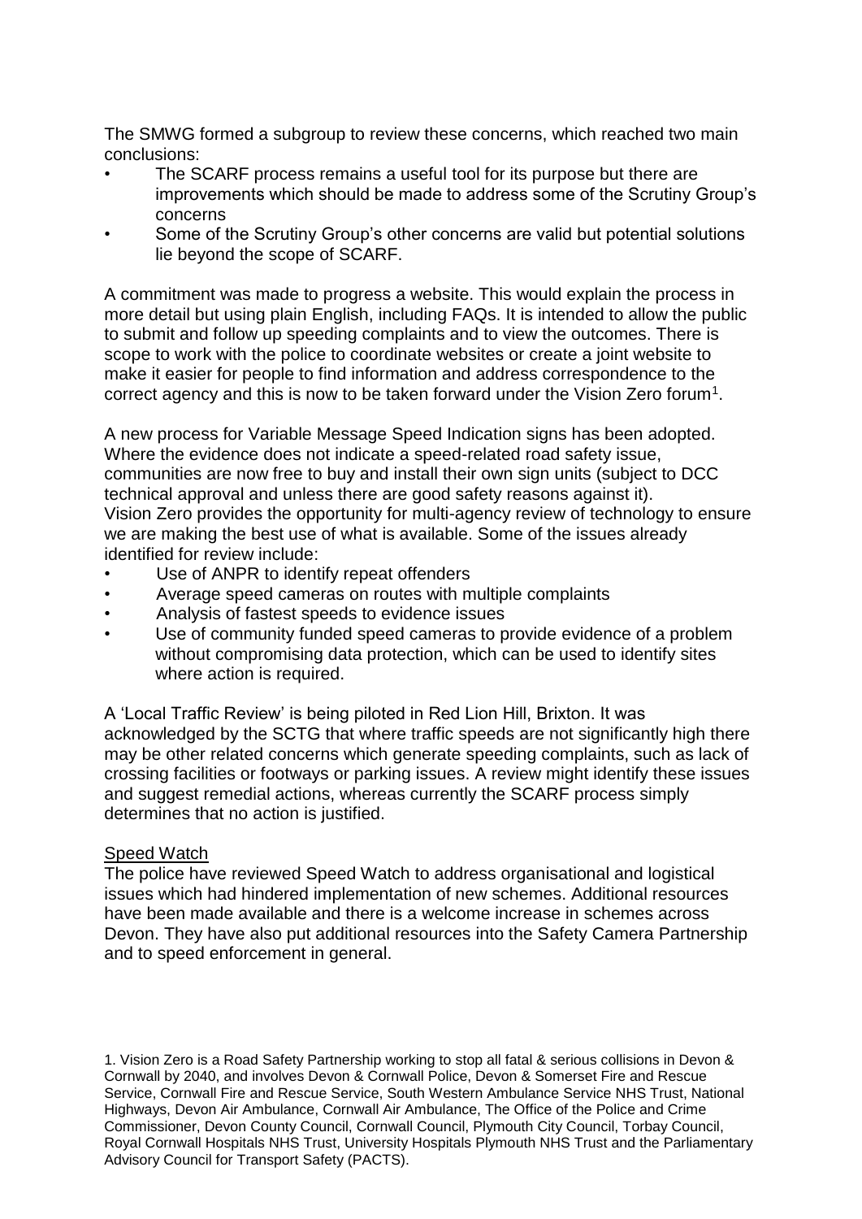The SMWG formed a subgroup to review these concerns, which reached two main conclusions:

- The SCARF process remains a useful tool for its purpose but there are improvements which should be made to address some of the Scrutiny Group's concerns
- Some of the Scrutiny Group's other concerns are valid but potential solutions lie beyond the scope of SCARF.

A commitment was made to progress a website. This would explain the process in more detail but using plain English, including FAQs. It is intended to allow the public to submit and follow up speeding complaints and to view the outcomes. There is scope to work with the police to coordinate websites or create a joint website to make it easier for people to find information and address correspondence to the correct agency and this is now to be taken forward under the Vision Zero forum[1].

A new process for Variable Message Speed Indication signs has been adopted. Where the evidence does not indicate a speed-related road safety issue, communities are now free to buy and install their own sign units (subject to DCC technical approval and unless there are good safety reasons against it). Vision Zero provides the opportunity for multi-agency review of technology to ensure we are making the best use of what is available. Some of the issues already identified for review include:

- Use of ANPR to identify repeat offenders
- Average speed cameras on routes with multiple complaints
- Analysis of fastest speeds to evidence issues
- Use of community funded speed cameras to provide evidence of a problem without compromising data protection, which can be used to identify sites where action is required.

A 'Local Traffic Review' is being piloted in Red Lion Hill, Brixton. It was acknowledged by the SCTG that where traffic speeds are not significantly high there may be other related concerns which generate speeding complaints, such as lack of crossing facilities or footways or parking issues. A review might identify these issues and suggest remedial actions, whereas currently the SCARF process simply determines that no action is justified.

Speed Watch

The police have reviewed Speed Watch to address organisational and logistical issues which had hindered implementation of new schemes. Additional resources have been made available and there is a welcome increase in schemes across Devon. They have also put additional resources into the Safety Camera Partnership and to speed enforcement in general.

1. Vision Zero is a Road Safety Partnership working to stop all fatal & serious collisions in Devon & Cornwall by 2040, and involves Devon & Cornwall Police, Devon & Somerset Fire and Rescue Service, Cornwall Fire and Rescue Service, South Western Ambulance Service NHS Trust, National Highways, Devon Air Ambulance, Cornwall Air Ambulance, The Office of the Police and Crime Commissioner, Devon County Council, Cornwall Council, Plymouth City Council, Torbay Council, Royal Cornwall Hospitals NHS Trust, University Hospitals Plymouth NHS Trust and the Parliamentary Advisory Council for Transport Safety (PACTS).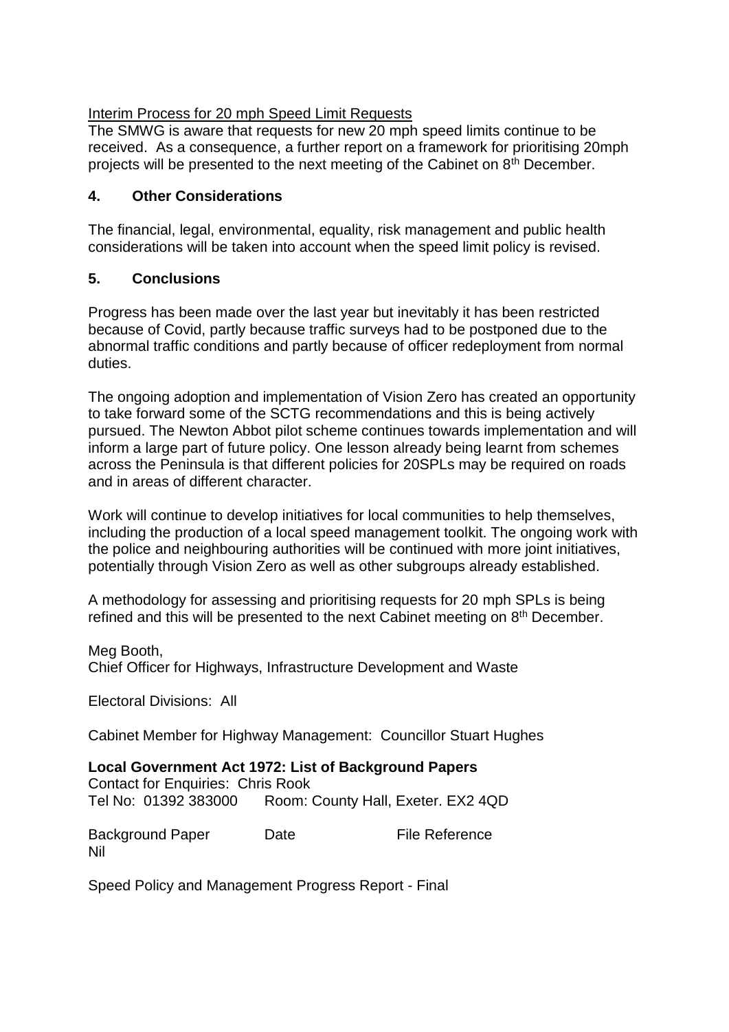Interim Process for 20 mph Speed Limit Requests

The SMWG is aware that requests for new 20 mph speed limits continue to be received. As a consequence, a further report on a framework for prioritising 20mph projects will be presented to the next meeting of the Cabinet on 8th December.

## 4. Other Considerations

The financial, legal, environmental, equality, risk management and public health considerations will be taken into account when the speed limit policy is revised.

## 5. Conclusions

Progress has been made over the last year but inevitably it has been restricted because of Covid, partly because traffic surveys had to be postponed due to the abnormal traffic conditions and partly because of officer redeployment from normal duties.

The ongoing adoption and implementation of Vision Zero has created an opportunity to take forward some of the SCTG recommendations and this is being actively pursued. The Newton Abbot pilot scheme continues towards implementation and will inform a large part of future policy. One lesson already being learnt from schemes across the Peninsula is that different policies for 20SPLs may be required on roads and in areas of different character.

Work will continue to develop initiatives for local communities to help themselves, including the production of a local speed management toolkit. The ongoing work with the police and neighbouring authorities will be continued with more joint initiatives, potentially through Vision Zero as well as other subgroups already established.

A methodology for assessing and prioritising requests for 20 mph SPLs is being refined and this will be presented to the next Cabinet meeting on 8th December.

Meg Booth,
Chief Officer for Highways, Infrastructure Development and Waste

Electoral Divisions: All

Cabinet Member for Highway Management: Councillor Stuart Hughes

**Local Government Act 1972: List of Background Papers**

Contact for Enquiries: Chris Rook
Tel No: 01392 383000 Room: County Hall, Exeter. EX2 4QD

| Background Paper | Date | File Reference |
|---|---|---|
| Nil | | |

Speed Policy and Management Progress Report - Final